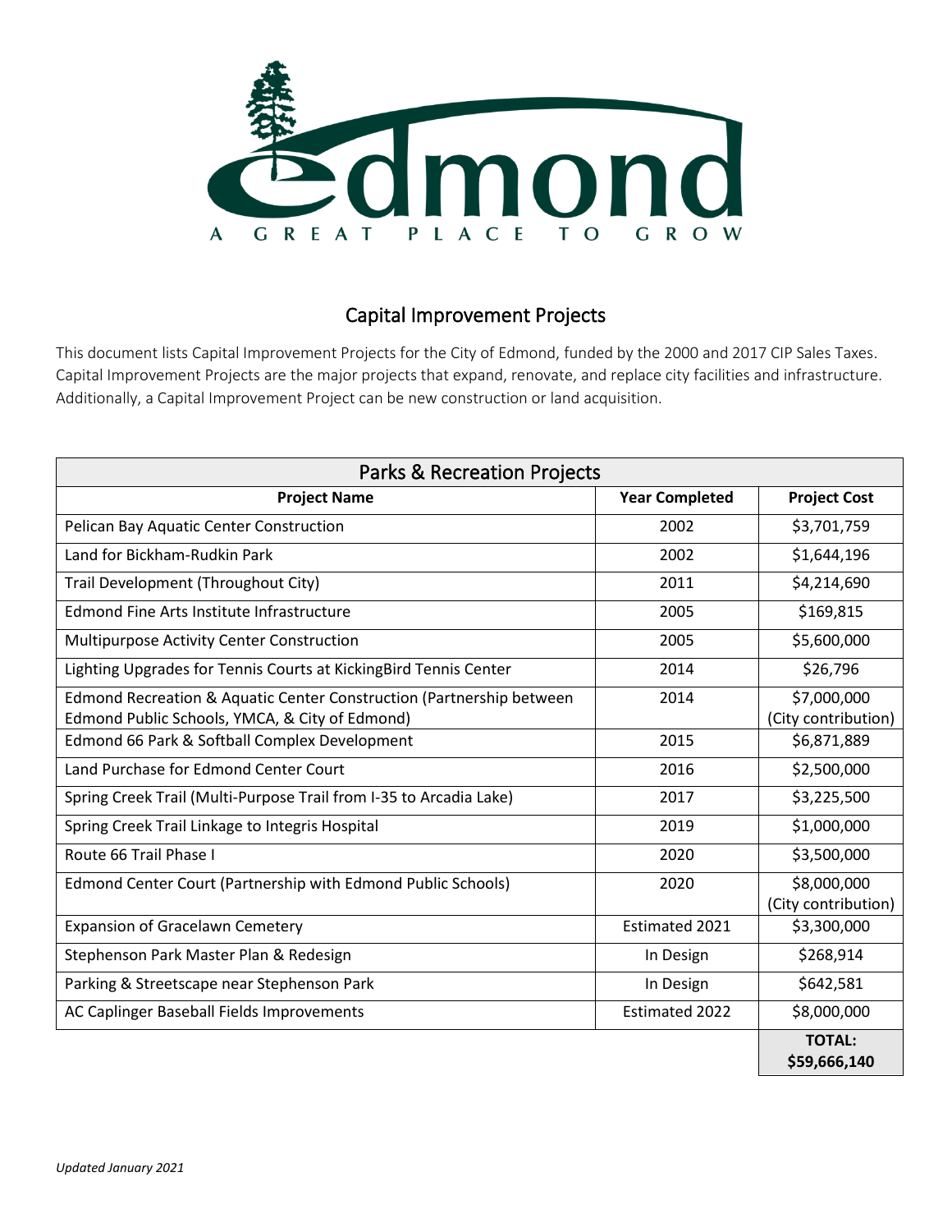Edmond

A GREAT PLACE TO GROW

# Capital Improvement Projects

This document lists Capital Improvement Projects for the City of Edmond, funded by the 2000 and 2017 CIP Sales Taxes. Capital Improvement Projects are the major projects that expand, renovate, and replace city facilities and infrastructure. Additionally, a Capital Improvement Project can be new construction or land acquisition.

| Parks & Recreation Projects | | |
|---|---|---|
| **Project Name** | **Year Completed** | **Project Cost** |
| Pelican Bay Aquatic Center Construction | 2002 | $3,701,759 |
| Land for Bickham-Rudkin Park | 2002 | $1,644,196 |
| Trail Development (Throughout City) | 2011 | $4,214,690 |
| Edmond Fine Arts Institute Infrastructure | 2005 | $169,815 |
| Multipurpose Activity Center Construction | 2005 | $5,600,000 |
| Lighting Upgrades for Tennis Courts at KickingBird Tennis Center | 2014 | $26,796 |
| Edmond Recreation & Aquatic Center Construction (Partnership between Edmond Public Schools, YMCA, & City of Edmond) | 2014 | $7,000,000 (City contribution) |
| Edmond 66 Park & Softball Complex Development | 2015 | $6,871,889 |
| Land Purchase for Edmond Center Court | 2016 | $2,500,000 |
| Spring Creek Trail (Multi-Purpose Trail from I-35 to Arcadia Lake) | 2017 | $3,225,500 |
| Spring Creek Trail Linkage to Integris Hospital | 2019 | $1,000,000 |
| Route 66 Trail Phase I | 2020 | $3,500,000 |
| Edmond Center Court (Partnership with Edmond Public Schools) | 2020 | $8,000,000 (City contribution) |
| Expansion of Gracelawn Cemetery | Estimated 2021 | $3,300,000 |
| Stephenson Park Master Plan & Redesign | In Design | $268,914 |
| Parking & Streetscape near Stephenson Park | In Design | $642,581 |
| AC Caplinger Baseball Fields Improvements | Estimated 2022 | $8,000,000 |
| | | **TOTAL: $59,666,140** |

*Updated January 2021*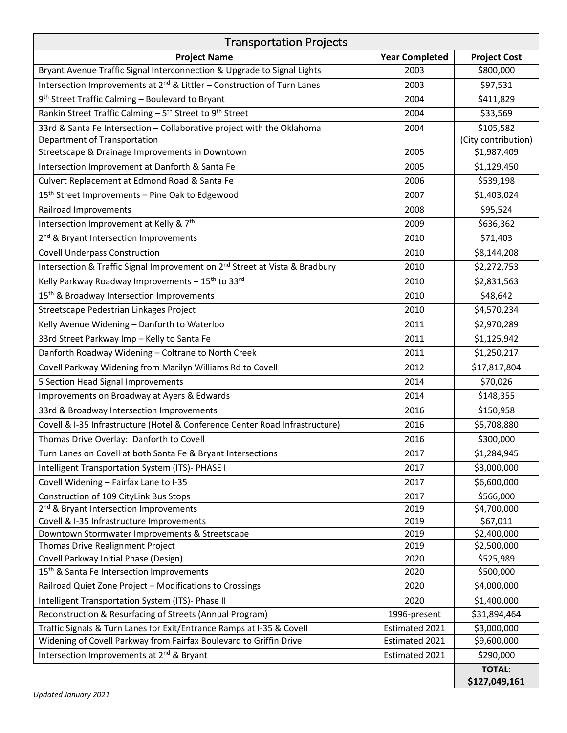| Transportation Projects | | |
|---|---|---|
| **Project Name** | **Year Completed** | **Project Cost** |
| Bryant Avenue Traffic Signal Interconnection & Upgrade to Signal Lights | 2003 | $800,000 |
| Intersection Improvements at 2nd & Littler – Construction of Turn Lanes | 2003 | $97,531 |
| 9th Street Traffic Calming – Boulevard to Bryant | 2004 | $411,829 |
| Rankin Street Traffic Calming – 5th Street to 9th Street | 2004 | $33,569 |
| 33rd & Santa Fe Intersection – Collaborative project with the Oklahoma Department of Transportation | 2004 | $105,582 (City contribution) |
| Streetscape & Drainage Improvements in Downtown | 2005 | $1,987,409 |
| Intersection Improvement at Danforth & Santa Fe | 2005 | $1,129,450 |
| Culvert Replacement at Edmond Road & Santa Fe | 2006 | $539,198 |
| 15th Street Improvements – Pine Oak to Edgewood | 2007 | $1,403,024 |
| Railroad Improvements | 2008 | $95,524 |
| Intersection Improvement at Kelly & 7th | 2009 | $636,362 |
| 2nd & Bryant Intersection Improvements | 2010 | $71,403 |
| Covell Underpass Construction | 2010 | $8,144,208 |
| Intersection & Traffic Signal Improvement on 2nd Street at Vista & Bradbury | 2010 | $2,272,753 |
| Kelly Parkway Roadway Improvements – 15th to 33rd | 2010 | $2,831,563 |
| 15th & Broadway Intersection Improvements | 2010 | $48,642 |
| Streetscape Pedestrian Linkages Project | 2010 | $4,570,234 |
| Kelly Avenue Widening – Danforth to Waterloo | 2011 | $2,970,289 |
| 33rd Street Parkway Imp – Kelly to Santa Fe | 2011 | $1,125,942 |
| Danforth Roadway Widening – Coltrane to North Creek | 2011 | $1,250,217 |
| Covell Parkway Widening from Marilyn Williams Rd to Covell | 2012 | $17,817,804 |
| 5 Section Head Signal Improvements | 2014 | $70,026 |
| Improvements on Broadway at Ayers & Edwards | 2014 | $148,355 |
| 33rd & Broadway Intersection Improvements | 2016 | $150,958 |
| Covell & I-35 Infrastructure (Hotel & Conference Center Road Infrastructure) | 2016 | $5,708,880 |
| Thomas Drive Overlay: Danforth to Covell | 2016 | $300,000 |
| Turn Lanes on Covell at both Santa Fe & Bryant Intersections | 2017 | $1,284,945 |
| Intelligent Transportation System (ITS)- PHASE I | 2017 | $3,000,000 |
| Covell Widening – Fairfax Lane to I-35 | 2017 | $6,600,000 |
| Construction of 109 CityLink Bus Stops | 2017 | $566,000 |
| 2nd & Bryant Intersection Improvements | 2019 | $4,700,000 |
| Covell & I-35 Infrastructure Improvements | 2019 | $67,011 |
| Downtown Stormwater Improvements & Streetscape | 2019 | $2,400,000 |
| Thomas Drive Realignment Project | 2019 | $2,500,000 |
| Covell Parkway Initial Phase (Design) | 2020 | $525,989 |
| 15th & Santa Fe Intersection Improvements | 2020 | $500,000 |
| Railroad Quiet Zone Project – Modifications to Crossings | 2020 | $4,000,000 |
| Intelligent Transportation System (ITS)- Phase II | 2020 | $1,400,000 |
| Reconstruction & Resurfacing of Streets (Annual Program) | 1996-present | $31,894,464 |
| Traffic Signals & Turn Lanes for Exit/Entrance Ramps at I-35 & Covell | Estimated 2021 | $3,000,000 |
| Widening of Covell Parkway from Fairfax Boulevard to Griffin Drive | Estimated 2021 | $9,600,000 |
| Intersection Improvements at 2nd & Bryant | Estimated 2021 | $290,000 |
| | | **TOTAL: $127,049,161** |

*Updated January 2021*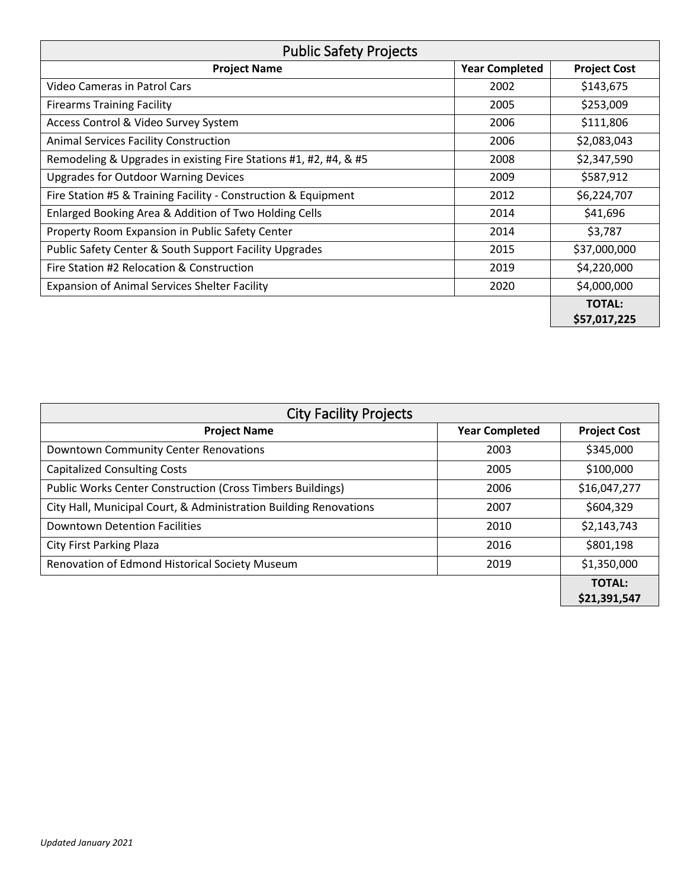| Public Safety Projects | | |
|---|---|---|
| **Project Name** | **Year Completed** | **Project Cost** |
| Video Cameras in Patrol Cars | 2002 | $143,675 |
| Firearms Training Facility | 2005 | $253,009 |
| Access Control & Video Survey System | 2006 | $111,806 |
| Animal Services Facility Construction | 2006 | $2,083,043 |
| Remodeling & Upgrades in existing Fire Stations #1, #2, #4, & #5 | 2008 | $2,347,590 |
| Upgrades for Outdoor Warning Devices | 2009 | $587,912 |
| Fire Station #5 & Training Facility - Construction & Equipment | 2012 | $6,224,707 |
| Enlarged Booking Area & Addition of Two Holding Cells | 2014 | $41,696 |
| Property Room Expansion in Public Safety Center | 2014 | $3,787 |
| Public Safety Center & South Support Facility Upgrades | 2015 | $37,000,000 |
| Fire Station #2 Relocation & Construction | 2019 | $4,220,000 |
| Expansion of Animal Services Shelter Facility | 2020 | $4,000,000 |
| | | **TOTAL: $57,017,225** |

| City Facility Projects | | |
|---|---|---|
| **Project Name** | **Year Completed** | **Project Cost** |
| Downtown Community Center Renovations | 2003 | $345,000 |
| Capitalized Consulting Costs | 2005 | $100,000 |
| Public Works Center Construction (Cross Timbers Buildings) | 2006 | $16,047,277 |
| City Hall, Municipal Court, & Administration Building Renovations | 2007 | $604,329 |
| Downtown Detention Facilities | 2010 | $2,143,743 |
| City First Parking Plaza | 2016 | $801,198 |
| Renovation of Edmond Historical Society Museum | 2019 | $1,350,000 |
| | | **TOTAL: $21,391,547** |

*Updated January 2021*